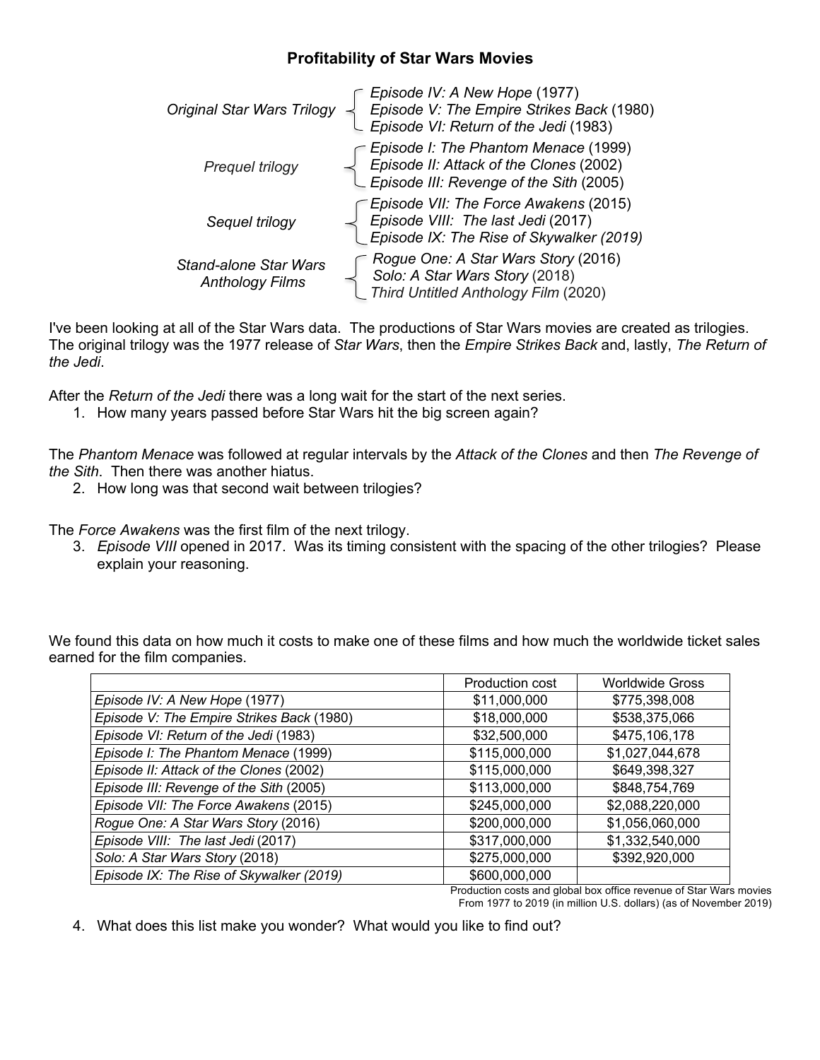# Profitability of Star Wars Movies

*Original Star Wars Trilogy*
- *Episode IV: A New Hope* (1977)
- *Episode V: The Empire Strikes Back* (1980)
- *Episode VI: Return of the Jedi* (1983)

*Prequel trilogy*
- *Episode I: The Phantom Menace* (1999)
- *Episode II: Attack of the Clones* (2002)
- *Episode III: Revenge of the Sith* (2005)

*Sequel trilogy*
- *Episode VII: The Force Awakens* (2015)
- *Episode VIII: The last Jedi* (2017)
- *Episode IX: The Rise of Skywalker (2019)*

*Stand-alone Star Wars Anthology Films*
- *Rogue One: A Star Wars Story* (2016)
- *Solo: A Star Wars Story* (2018)
- *Third Untitled Anthology Film* (2020)

I've been looking at all of the Star Wars data. The productions of Star Wars movies are created as trilogies. The original trilogy was the 1977 release of *Star Wars*, then the *Empire Strikes Back* and, lastly, *The Return of the Jedi*.

After the *Return of the Jedi* there was a long wait for the start of the next series.

1. How many years passed before Star Wars hit the big screen again?

The *Phantom Menace* was followed at regular intervals by the *Attack of the Clones* and then *The Revenge of the Sith*. Then there was another hiatus.

2. How long was that second wait between trilogies?

The *Force Awakens* was the first film of the next trilogy.

3. *Episode VIII* opened in 2017. Was its timing consistent with the spacing of the other trilogies? Please explain your reasoning.

We found this data on how much it costs to make one of these films and how much the worldwide ticket sales earned for the film companies.

| | Production cost | Worldwide Gross |
|---|---|---|
| *Episode IV: A New Hope* (1977) | $11,000,000 | $775,398,008 |
| *Episode V: The Empire Strikes Back* (1980) | $18,000,000 | $538,375,066 |
| *Episode VI: Return of the Jedi* (1983) | $32,500,000 | $475,106,178 |
| *Episode I: The Phantom Menace* (1999) | $115,000,000 | $1,027,044,678 |
| *Episode II: Attack of the Clones* (2002) | $115,000,000 | $649,398,327 |
| *Episode III: Revenge of the Sith* (2005) | $113,000,000 | $848,754,769 |
| *Episode VII: The Force Awakens* (2015) | $245,000,000 | $2,088,220,000 |
| *Rogue One: A Star Wars Story* (2016) | $200,000,000 | $1,056,060,000 |
| *Episode VIII: The last Jedi* (2017) | $317,000,000 | $1,332,540,000 |
| *Solo: A Star Wars Story* (2018) | $275,000,000 | $392,920,000 |
| *Episode IX: The Rise of Skywalker (2019)* | $600,000,000 | |

Production costs and global box office revenue of Star Wars movies From 1977 to 2019 (in million U.S. dollars) (as of November 2019)

4. What does this list make you wonder? What would you like to find out?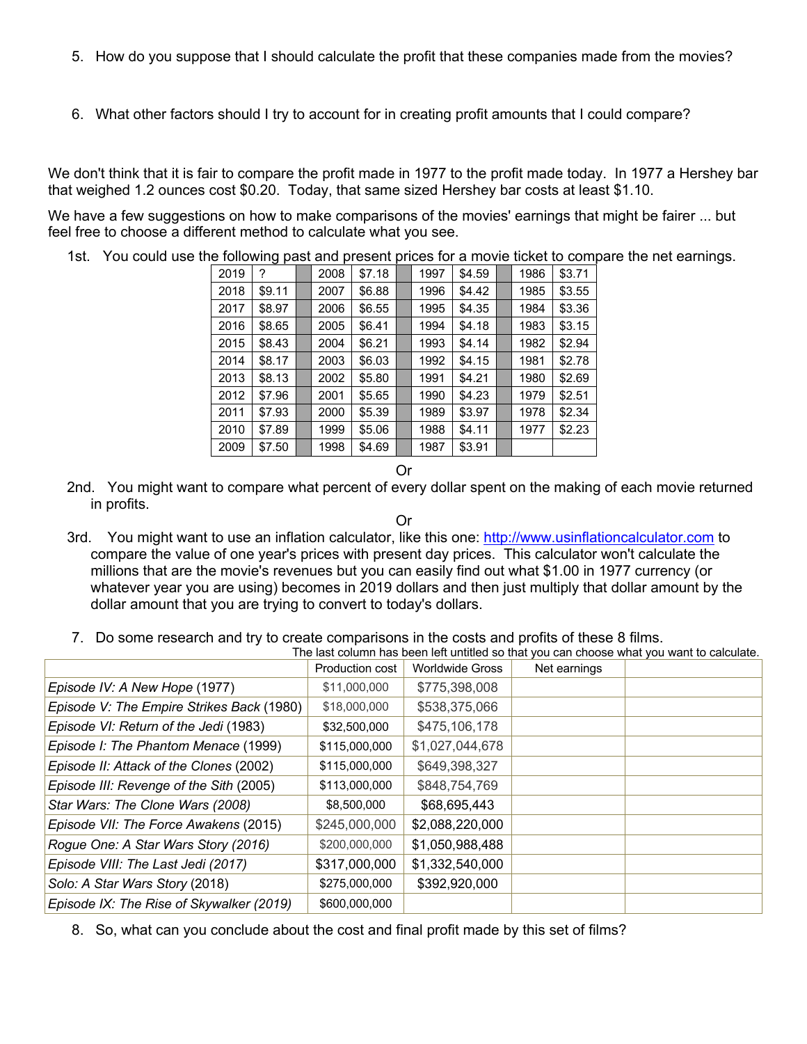5. How do you suppose that I should calculate the profit that these companies made from the movies?

6. What other factors should I try to account for in creating profit amounts that I could compare?

We don't think that it is fair to compare the profit made in 1977 to the profit made today. In 1977 a Hershey bar that weighed 1.2 ounces cost $0.20. Today, that same sized Hershey bar costs at least $1.10.

We have a few suggestions on how to make comparisons of the movies' earnings that might be fairer ... but feel free to choose a different method to calculate what you see.

1st. You could use the following past and present prices for a movie ticket to compare the net earnings.

| | | | | | | | | | | |
|---|---|---|---|---|---|---|---|---|---|---|
| 2019 | ? | | 2008 | $7.18 | | 1997 | $4.59 | | 1986 | $3.71 |
| 2018 | $9.11 | | 2007 | $6.88 | | 1996 | $4.42 | | 1985 | $3.55 |
| 2017 | $8.97 | | 2006 | $6.55 | | 1995 | $4.35 | | 1984 | $3.36 |
| 2016 | $8.65 | | 2005 | $6.41 | | 1994 | $4.18 | | 1983 | $3.15 |
| 2015 | $8.43 | | 2004 | $6.21 | | 1993 | $4.14 | | 1982 | $2.94 |
| 2014 | $8.17 | | 2003 | $6.03 | | 1992 | $4.15 | | 1981 | $2.78 |
| 2013 | $8.13 | | 2002 | $5.80 | | 1991 | $4.21 | | 1980 | $2.69 |
| 2012 | $7.96 | | 2001 | $5.65 | | 1990 | $4.23 | | 1979 | $2.51 |
| 2011 | $7.93 | | 2000 | $5.39 | | 1989 | $3.97 | | 1978 | $2.34 |
| 2010 | $7.89 | | 1999 | $5.06 | | 1988 | $4.11 | | 1977 | $2.23 |
| 2009 | $7.50 | | 1998 | $4.69 | | 1987 | $3.91 | | | |

Or

2nd. You might want to compare what percent of every dollar spent on the making of each movie returned in profits.

Or

3rd. You might want to use an inflation calculator, like this one: http://www.usinflationcalculator.com to compare the value of one year's prices with present day prices. This calculator won't calculate the millions that are the movie's revenues but you can easily find out what $1.00 in 1977 currency (or whatever year you are using) becomes in 2019 dollars and then just multiply that dollar amount by the dollar amount that you are trying to convert to today's dollars.

7. Do some research and try to create comparisons in the costs and profits of these 8 films.

The last column has been left untitled so that you can choose what you want to calculate.

| | Production cost | Worldwide Gross | Net earnings | |
|---|---|---|---|---|
| *Episode IV: A New Hope* (1977) | $11,000,000 | $775,398,008 | | |
| *Episode V: The Empire Strikes Back* (1980) | $18,000,000 | $538,375,066 | | |
| *Episode VI: Return of the Jedi* (1983) | $32,500,000 | $475,106,178 | | |
| *Episode I: The Phantom Menace* (1999) | $115,000,000 | $1,027,044,678 | | |
| *Episode II: Attack of the Clones* (2002) | $115,000,000 | $649,398,327 | | |
| *Episode III: Revenge of the Sith* (2005) | $113,000,000 | $848,754,769 | | |
| *Star Wars: The Clone Wars (2008)* | $8,500,000 | $68,695,443 | | |
| *Episode VII: The Force Awakens* (2015) | $245,000,000 | $2,088,220,000 | | |
| *Rogue One: A Star Wars Story (2016)* | $200,000,000 | $1,050,988,488 | | |
| *Episode VIII: The Last Jedi* (2017) | $317,000,000 | $1,332,540,000 | | |
| *Solo: A Star Wars Story* (2018) | $275,000,000 | $392,920,000 | | |
| *Episode IX: The Rise of Skywalker (2019)* | $600,000,000 | | | |

8. So, what can you conclude about the cost and final profit made by this set of films?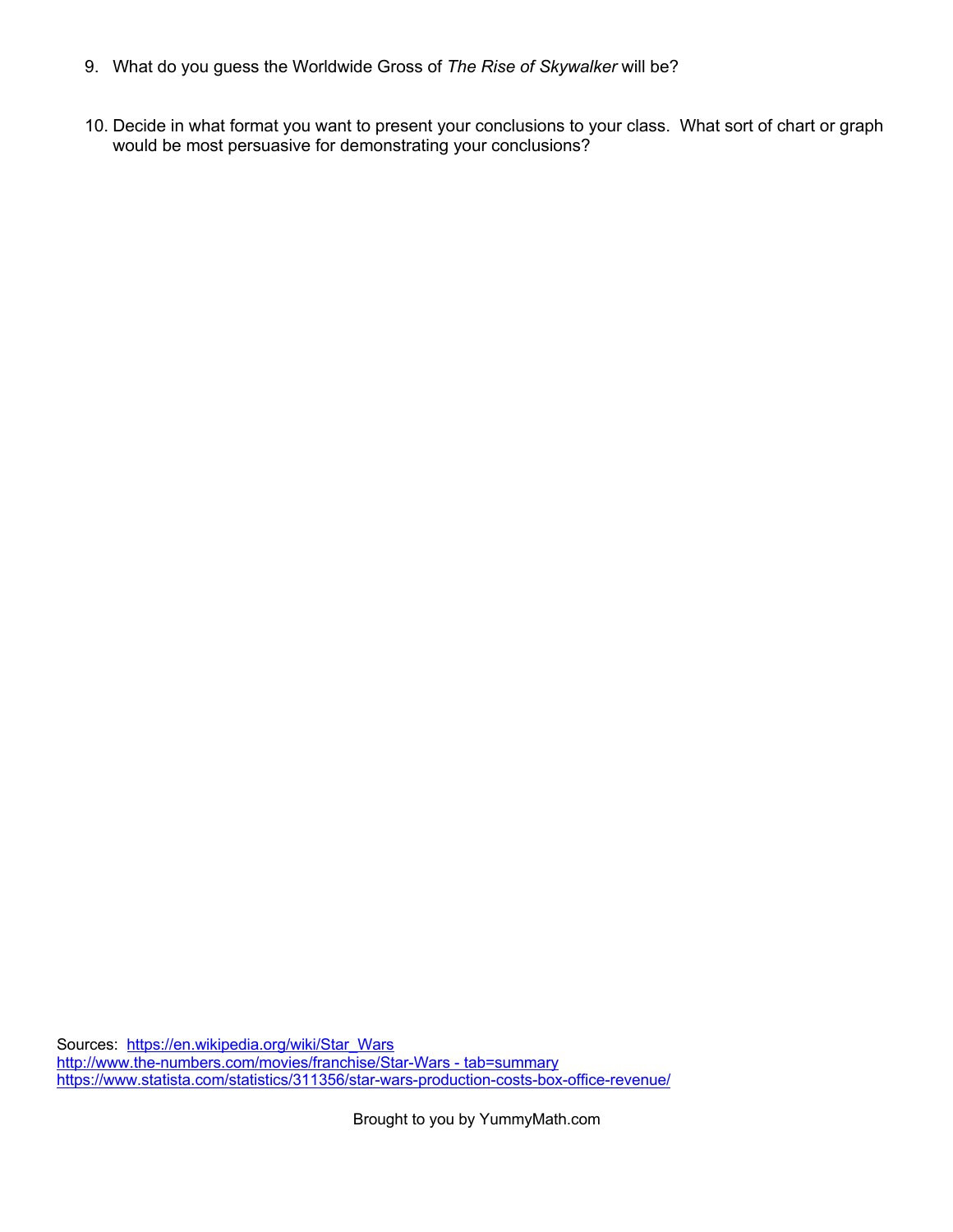9. What do you guess the Worldwide Gross of *The Rise of Skywalker* will be?

10. Decide in what format you want to present your conclusions to your class. What sort of chart or graph would be most persuasive for demonstrating your conclusions?

Sources: https://en.wikipedia.org/wiki/Star_Wars
http://www.the-numbers.com/movies/franchise/Star-Wars - tab=summary
https://www.statista.com/statistics/311356/star-wars-production-costs-box-office-revenue/

Brought to you by YummyMath.com